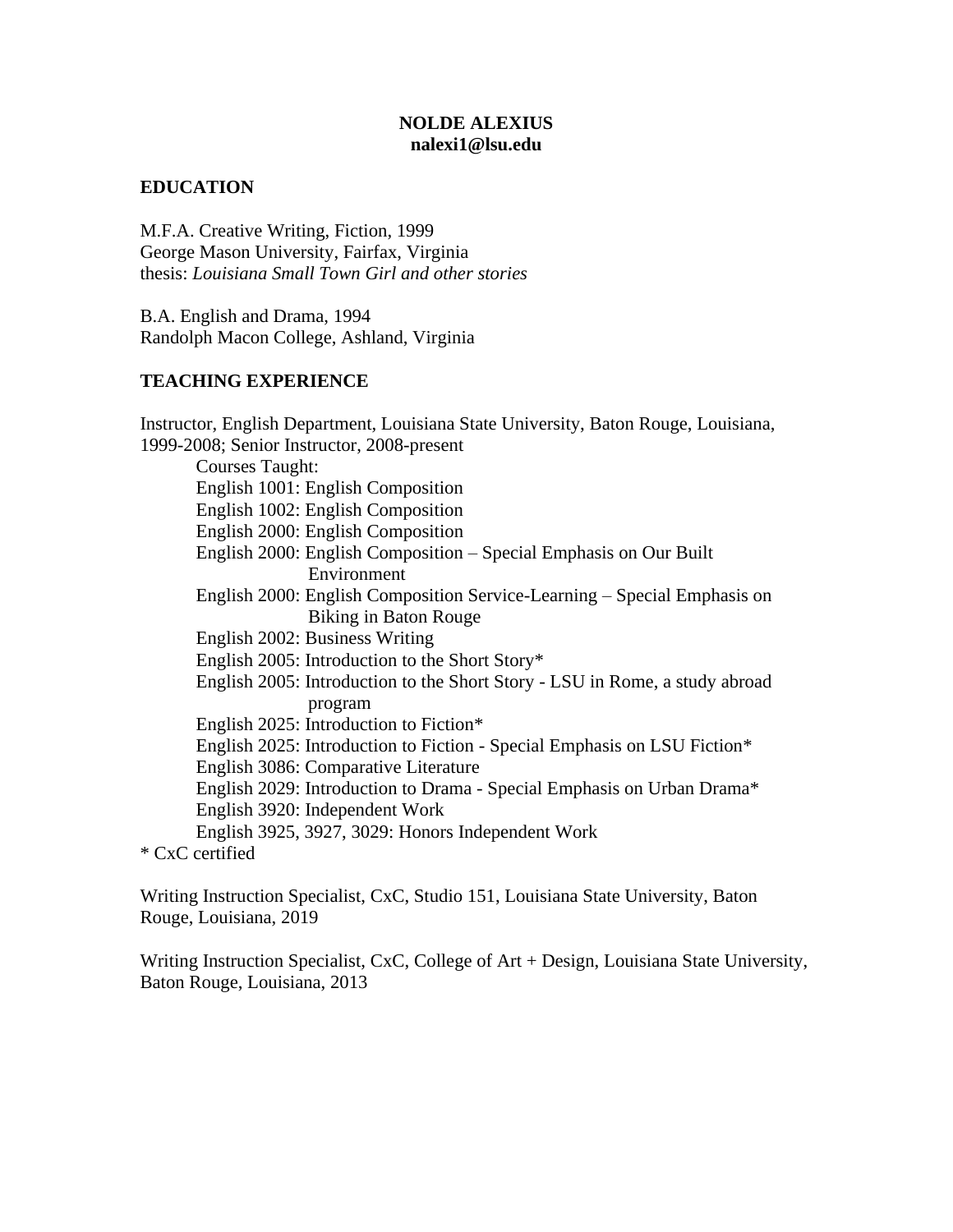# NOLDE ALEXIUS
**nalexi1@lsu.edu**

## EDUCATION

M.F.A. Creative Writing, Fiction, 1999
George Mason University, Fairfax, Virginia
thesis: *Louisiana Small Town Girl and other stories*

B.A. English and Drama, 1994
Randolph Macon College, Ashland, Virginia

## TEACHING EXPERIENCE

Instructor, English Department, Louisiana State University, Baton Rouge, Louisiana, 1999-2008; Senior Instructor, 2008-present

Courses Taught:

- English 1001: English Composition
- English 1002: English Composition
- English 2000: English Composition
- English 2000: English Composition – Special Emphasis on Our Built Environment
- English 2000: English Composition Service-Learning – Special Emphasis on Biking in Baton Rouge
- English 2002: Business Writing
- English 2005: Introduction to the Short Story*
- English 2005: Introduction to the Short Story - LSU in Rome, a study abroad program
- English 2025: Introduction to Fiction*
- English 2025: Introduction to Fiction - Special Emphasis on LSU Fiction*
- English 3086: Comparative Literature
- English 2029: Introduction to Drama - Special Emphasis on Urban Drama*
- English 3920: Independent Work
- English 3925, 3927, 3029: Honors Independent Work

* CxC certified

Writing Instruction Specialist, CxC, Studio 151, Louisiana State University, Baton Rouge, Louisiana, 2019

Writing Instruction Specialist, CxC, College of Art + Design, Louisiana State University, Baton Rouge, Louisiana, 2013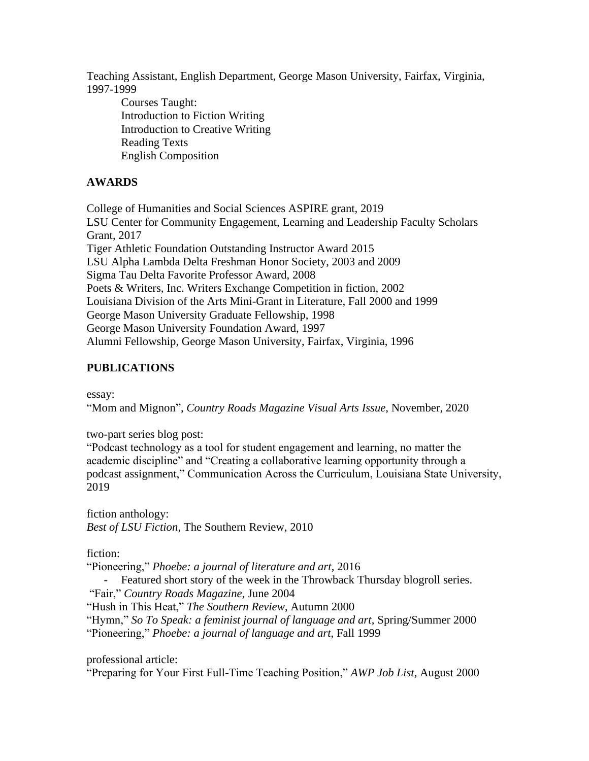Teaching Assistant, English Department, George Mason University, Fairfax, Virginia, 1997-1999

Courses Taught:
Introduction to Fiction Writing
Introduction to Creative Writing
Reading Texts
English Composition

## AWARDS

College of Humanities and Social Sciences ASPIRE grant, 2019
LSU Center for Community Engagement, Learning and Leadership Faculty Scholars Grant, 2017
Tiger Athletic Foundation Outstanding Instructor Award 2015
LSU Alpha Lambda Delta Freshman Honor Society, 2003 and 2009
Sigma Tau Delta Favorite Professor Award, 2008
Poets & Writers, Inc. Writers Exchange Competition in fiction, 2002
Louisiana Division of the Arts Mini-Grant in Literature, Fall 2000 and 1999
George Mason University Graduate Fellowship, 1998
George Mason University Foundation Award, 1997
Alumni Fellowship, George Mason University, Fairfax, Virginia, 1996

## PUBLICATIONS

essay:
"Mom and Mignon", *Country Roads Magazine Visual Arts Issue*, November, 2020

two-part series blog post:
"Podcast technology as a tool for student engagement and learning, no matter the academic discipline" and "Creating a collaborative learning opportunity through a podcast assignment," Communication Across the Curriculum, Louisiana State University, 2019

fiction anthology:
*Best of LSU Fiction*, The Southern Review, 2010

fiction:
"Pioneering," *Phoebe: a journal of literature and art*, 2016

- Featured short story of the week in the Throwback Thursday blogroll series.

"Fair," *Country Roads Magazine*, June 2004
"Hush in This Heat," *The Southern Review*, Autumn 2000
"Hymn," *So To Speak: a feminist journal of language and art*, Spring/Summer 2000
"Pioneering," *Phoebe: a journal of language and art*, Fall 1999

professional article:
"Preparing for Your First Full-Time Teaching Position," *AWP Job List*, August 2000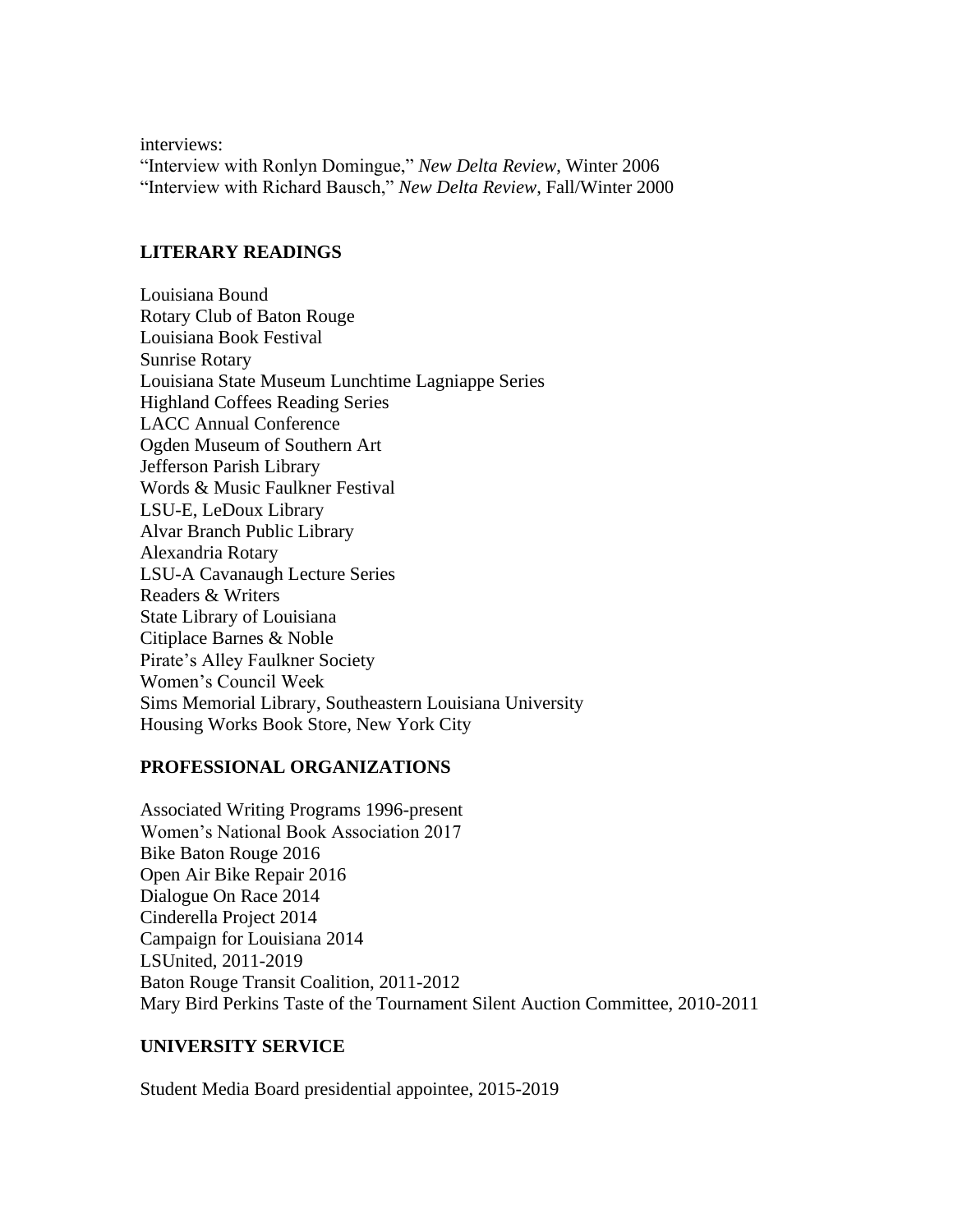interviews:
"Interview with Ronlyn Domingue," *New Delta Review*, Winter 2006
"Interview with Richard Bausch," *New Delta Review*, Fall/Winter 2000

## LITERARY READINGS

Louisiana Bound
Rotary Club of Baton Rouge
Louisiana Book Festival
Sunrise Rotary
Louisiana State Museum Lunchtime Lagniappe Series
Highland Coffees Reading Series
LACC Annual Conference
Ogden Museum of Southern Art
Jefferson Parish Library
Words & Music Faulkner Festival
LSU-E, LeDoux Library
Alvar Branch Public Library
Alexandria Rotary
LSU-A Cavanaugh Lecture Series
Readers & Writers
State Library of Louisiana
Citiplace Barnes & Noble
Pirate's Alley Faulkner Society
Women's Council Week
Sims Memorial Library, Southeastern Louisiana University
Housing Works Book Store, New York City

## PROFESSIONAL ORGANIZATIONS

Associated Writing Programs 1996-present
Women's National Book Association 2017
Bike Baton Rouge 2016
Open Air Bike Repair 2016
Dialogue On Race 2014
Cinderella Project 2014
Campaign for Louisiana 2014
LSUnited, 2011-2019
Baton Rouge Transit Coalition, 2011-2012
Mary Bird Perkins Taste of the Tournament Silent Auction Committee, 2010-2011

## UNIVERSITY SERVICE

Student Media Board presidential appointee, 2015-2019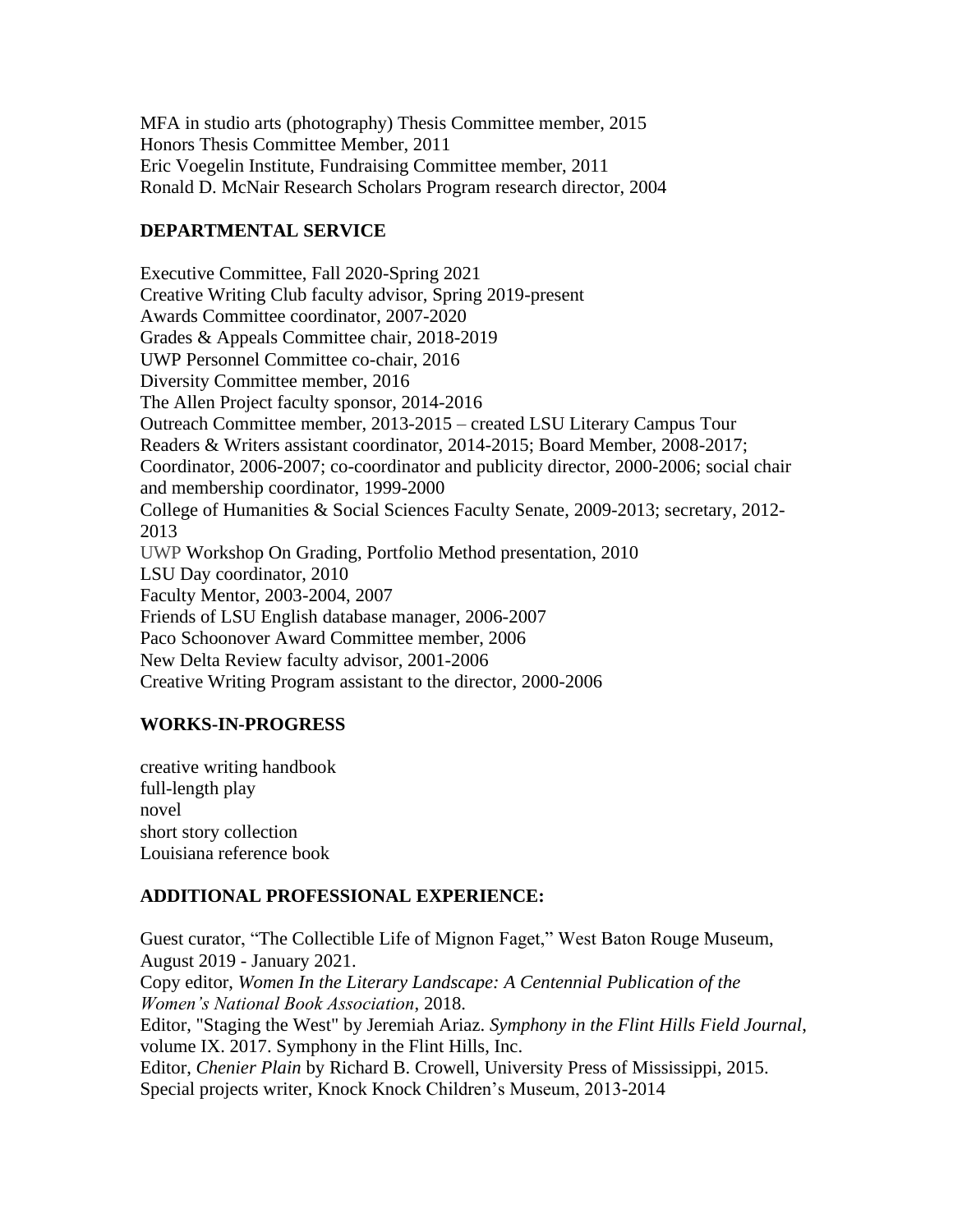MFA in studio arts (photography) Thesis Committee member, 2015
Honors Thesis Committee Member, 2011
Eric Voegelin Institute, Fundraising Committee member, 2011
Ronald D. McNair Research Scholars Program research director, 2004

## DEPARTMENTAL SERVICE

Executive Committee, Fall 2020-Spring 2021
Creative Writing Club faculty advisor, Spring 2019-present
Awards Committee coordinator, 2007-2020
Grades & Appeals Committee chair, 2018-2019
UWP Personnel Committee co-chair, 2016
Diversity Committee member, 2016
The Allen Project faculty sponsor, 2014-2016
Outreach Committee member, 2013-2015 – created LSU Literary Campus Tour
Readers & Writers assistant coordinator, 2014-2015; Board Member, 2008-2017; Coordinator, 2006-2007; co-coordinator and publicity director, 2000-2006; social chair and membership coordinator, 1999-2000
College of Humanities & Social Sciences Faculty Senate, 2009-2013; secretary, 2012-2013
UWP Workshop On Grading, Portfolio Method presentation, 2010
LSU Day coordinator, 2010
Faculty Mentor, 2003-2004, 2007
Friends of LSU English database manager, 2006-2007
Paco Schoonover Award Committee member, 2006
New Delta Review faculty advisor, 2001-2006
Creative Writing Program assistant to the director, 2000-2006

## WORKS-IN-PROGRESS

creative writing handbook
full-length play
novel
short story collection
Louisiana reference book

## ADDITIONAL PROFESSIONAL EXPERIENCE:

Guest curator, "The Collectible Life of Mignon Faget," West Baton Rouge Museum, August 2019 - January 2021.
Copy editor, *Women In the Literary Landscape: A Centennial Publication of the Women's National Book Association*, 2018.
Editor, "Staging the West" by Jeremiah Ariaz. *Symphony in the Flint Hills Field Journal*, volume IX. 2017. Symphony in the Flint Hills, Inc.
Editor, *Chenier Plain* by Richard B. Crowell, University Press of Mississippi, 2015.
Special projects writer, Knock Knock Children's Museum, 2013-2014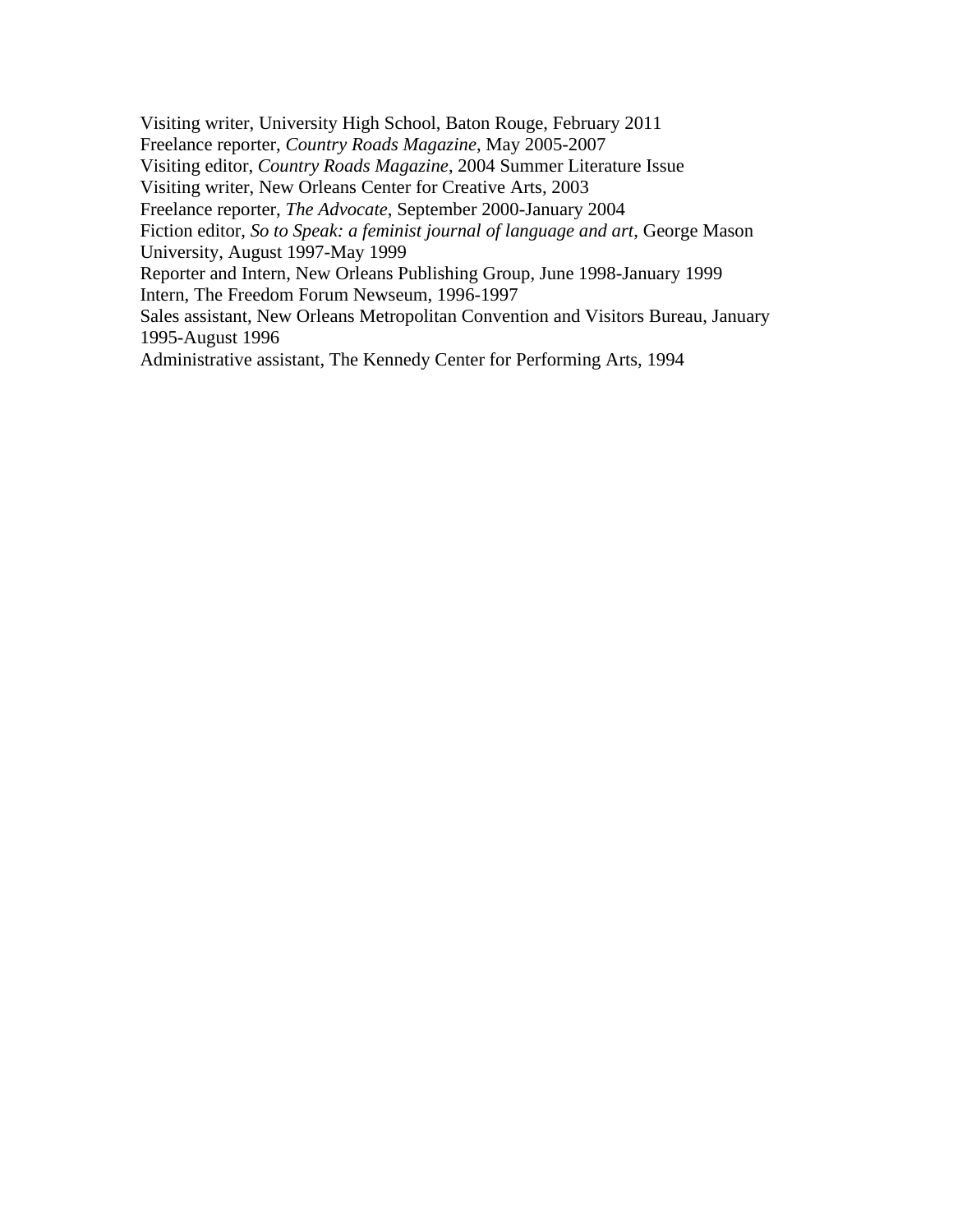Visiting writer, University High School, Baton Rouge, February 2011
Freelance reporter, *Country Roads Magazine*, May 2005-2007
Visiting editor, *Country Roads Magazine*, 2004 Summer Literature Issue
Visiting writer, New Orleans Center for Creative Arts, 2003
Freelance reporter, *The Advocate*, September 2000-January 2004
Fiction editor, *So to Speak: a feminist journal of language and art*, George Mason University, August 1997-May 1999
Reporter and Intern, New Orleans Publishing Group, June 1998-January 1999
Intern, The Freedom Forum Newseum, 1996-1997
Sales assistant, New Orleans Metropolitan Convention and Visitors Bureau, January 1995-August 1996
Administrative assistant, The Kennedy Center for Performing Arts, 1994